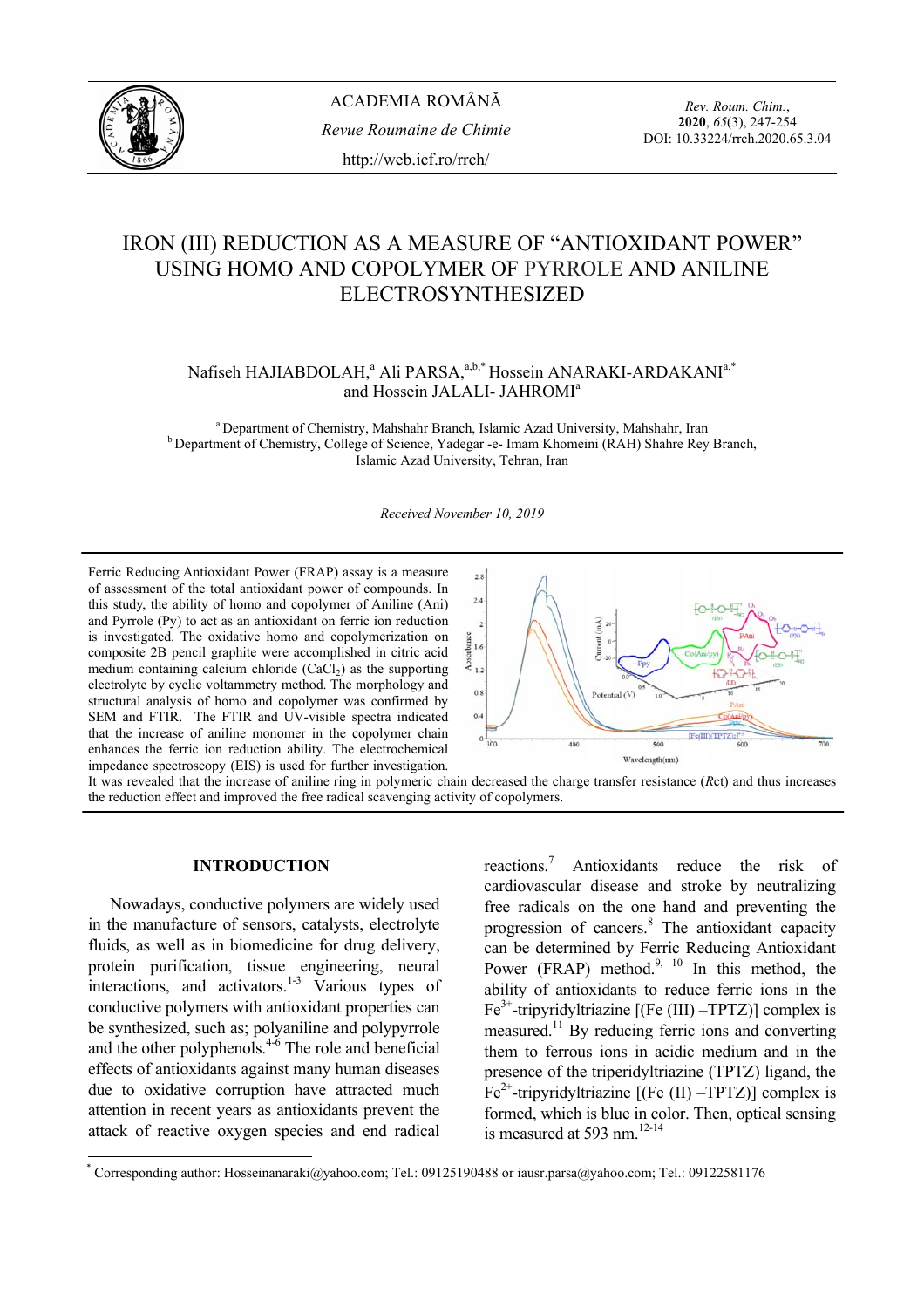# IRON (III) REDUCTION AS A MEASURE OF "ANTIOXIDANT POWER" USING HOMO AND COPOLYMER OF PYRROLE AND ANILINE ELECTROSYNTHESIZED

Nafiseh HAJIABDOLAH,[a] Ali PARSA,[a,b,*] Hossein ANARAKI-ARDAKANI[a,*] and Hossein JALALI- JAHROMI[a]

[a] Department of Chemistry, Mahshahr Branch, Islamic Azad University, Mahshahr, Iran
[b] Department of Chemistry, College of Science, Yadegar -e- Imam Khomeini (RAH) Shahre Rey Branch, Islamic Azad University, Tehran, Iran

*Received November 10, 2019*

Ferric Reducing Antioxidant Power (FRAP) assay is a measure of assessment of the total antioxidant power of compounds. In this study, the ability of homo and copolymer of Aniline (Ani) and Pyrrole (Py) to act as an antioxidant on ferric ion reduction is investigated. The oxidative homo and copolymerization on composite 2B pencil graphite were accomplished in citric acid medium containing calcium chloride ($CaCl_2$) as the supporting electrolyte by cyclic voltammetry method. The morphology and structural analysis of homo and copolymer was confirmed by SEM and FTIR. The FTIR and UV-visible spectra indicated that the increase of aniline monomer in the copolymer chain enhances the ferric ion reduction ability. The electrochemical impedance spectroscopy (EIS) is used for further investigation. It was revealed that the increase of aniline ring in polymeric chain decreased the charge transfer resistance (*R*ct) and thus increases the reduction effect and improved the free radical scavenging activity of copolymers.

## INTRODUCTION

Nowadays, conductive polymers are widely used in the manufacture of sensors, catalysts, electrolyte fluids, as well as in biomedicine for drug delivery, protein purification, tissue engineering, neural interactions, and activators.[1-3] Various types of conductive polymers with antioxidant properties can be synthesized, such as; polyaniline and polypyrrole and the other polyphenols.[4-6] The role and beneficial effects of antioxidants against many human diseases due to oxidative corruption have attracted much attention in recent years as antioxidants prevent the attack of reactive oxygen species and end radical reactions.[7] Antioxidants reduce the risk of cardiovascular disease and stroke by neutralizing free radicals on the one hand and preventing the progression of cancers.[8] The antioxidant capacity can be determined by Ferric Reducing Antioxidant Power (FRAP) method.[9, 10] In this method, the ability of antioxidants to reduce ferric ions in the $Fe^{3+}$-tripyridyltriazine [(Fe (III) –TPTZ)] complex is measured.[11] By reducing ferric ions and converting them to ferrous ions in acidic medium and in the presence of the triperidyltriazine (TPTZ) ligand, the $Fe^{2+}$-tripyridyltriazine [(Fe (II) –TPTZ)] complex is formed, which is blue in color. Then, optical sensing is measured at 593 nm.[12-14]

* Corresponding author: Hosseinanaraki@yahoo.com; Tel.: 09125190488 or iausr.parsa@yahoo.com; Tel.: 09122581176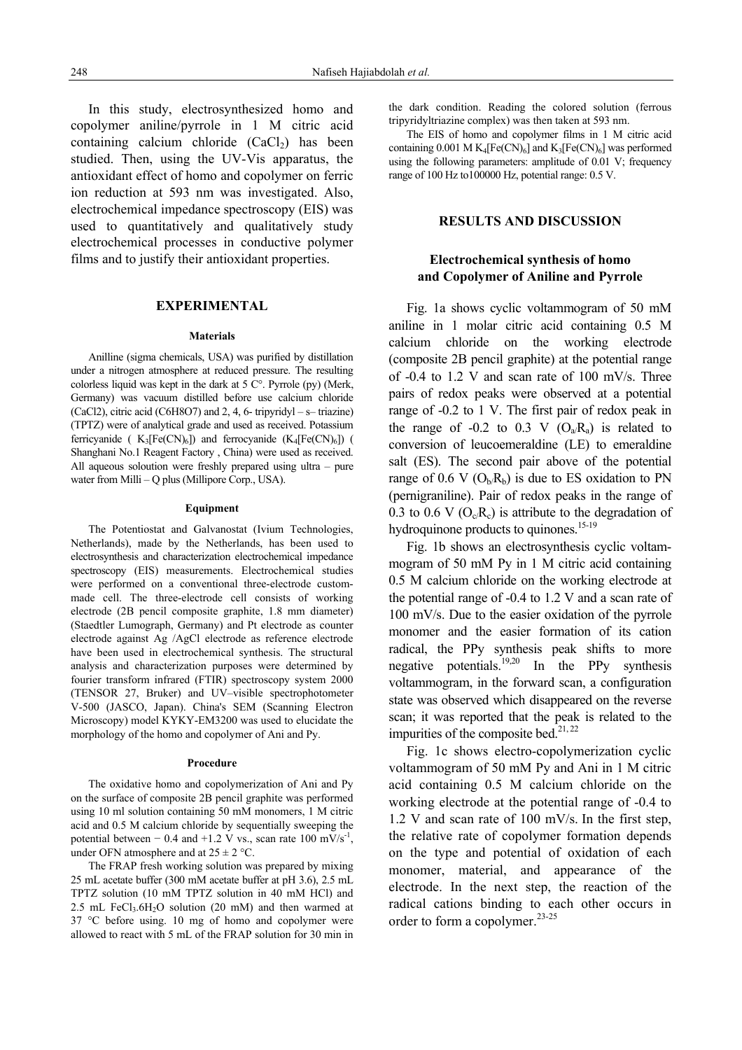In this study, electrosynthesized homo and copolymer aniline/pyrrole in 1 M citric acid containing calcium chloride ($CaCl_2$) has been studied. Then, using the UV-Vis apparatus, the antioxidant effect of homo and copolymer on ferric ion reduction at 593 nm was investigated. Also, electrochemical impedance spectroscopy (EIS) was used to quantitatively and qualitatively study electrochemical processes in conductive polymer films and to justify their antioxidant properties.

## EXPERIMENTAL

### Materials

Anilline (sigma chemicals, USA) was purified by distillation under a nitrogen atmosphere at reduced pressure. The resulting colorless liquid was kept in the dark at 5 C°. Pyrrole (py) (Merk, Germany) was vacuum distilled before use calcium chloride (CaCl2), citric acid (C6H8O7) and 2, 4, 6- tripyridyl – s– triazine) (TPTZ) were of analytical grade and used as received. Potassium ferricyanide ( $K_3[Fe(CN)_6]$) and ferrocyanide ($K_4[Fe(CN)_6]$) ( Shanghani No.1 Reagent Factory , China) were used as received. All aqueous soloution were freshly prepared using ultra – pure water from Milli – Q plus (Millipore Corp., USA).

### Equipment

The Potentiostat and Galvanostat (Ivium Technologies, Netherlands), made by the Netherlands, has been used to electrosynthesis and characterization electrochemical impedance spectroscopy (EIS) measurements. Electrochemical studies were performed on a conventional three-electrode custom-made cell. The three-electrode cell consists of working electrode (2B pencil composite graphite, 1.8 mm diameter) (Staedtler Lumograph, Germany) and Pt electrode as counter electrode against Ag /AgCl electrode as reference electrode have been used in electrochemical synthesis. The structural analysis and characterization purposes were determined by fourier transform infrared (FTIR) spectroscopy system 2000 (TENSOR 27, Bruker) and UV–visible spectrophotometer V-500 (JASCO, Japan). China's SEM (Scanning Electron Microscopy) model KYKY-EM3200 was used to elucidate the morphology of the homo and copolymer of Ani and Py.

### Procedure

The oxidative homo and copolymerization of Ani and Py on the surface of composite 2B pencil graphite was performed using 10 ml solution containing 50 mM monomers, 1 M citric acid and 0.5 M calcium chloride by sequentially sweeping the potential between − 0.4 and +1.2 V vs., scan rate 100 $mV/s^{-1}$, under OFN atmosphere and at 25 ± 2 °C.

The FRAP fresh working solution was prepared by mixing 25 mL acetate buffer (300 mM acetate buffer at pH 3.6), 2.5 mL TPTZ solution (10 mM TPTZ solution in 40 mM HCl) and 2.5 mL $FeCl_3.6H_2O$ solution (20 mM) and then warmed at 37 °C before using. 10 mg of homo and copolymer were allowed to react with 5 mL of the FRAP solution for 30 min in the dark condition. Reading the colored solution (ferrous tripyridyltriazine complex) was then taken at 593 nm.

The EIS of homo and copolymer films in 1 M citric acid containing 0.001 M $K_4[Fe(CN)_6]$ and $K_3[Fe(CN)_6]$ was performed using the following parameters: amplitude of 0.01 V; frequency range of 100 Hz to100000 Hz, potential range: 0.5 V.

## RESULTS AND DISCUSSION

### Electrochemical synthesis of homo and Copolymer of Aniline and Pyrrole

Fig. 1a shows cyclic voltammogram of 50 mM aniline in 1 molar citric acid containing 0.5 M calcium chloride on the working electrode (composite 2B pencil graphite) at the potential range of -0.4 to 1.2 V and scan rate of 100 mV/s. Three pairs of redox peaks were observed at a potential range of -0.2 to 1 V. The first pair of redox peak in the range of -0.2 to 0.3 V ($O_a/R_a$) is related to conversion of leucoemeraldine (LE) to emeraldine salt (ES). The second pair above of the potential range of 0.6 V ($O_b/R_b$) is due to ES oxidation to PN (pernigraniline). Pair of redox peaks in the range of 0.3 to 0.6 V ($O_c/R_c$) is attribute to the degradation of hydroquinone products to quinones.[15-19]

Fig. 1b shows an electrosynthesis cyclic voltammogram of 50 mM Py in 1 M citric acid containing 0.5 M calcium chloride on the working electrode at the potential range of -0.4 to 1.2 V and a scan rate of 100 mV/s. Due to the easier oxidation of the pyrrole monomer and the easier formation of its cation radical, the PPy synthesis peak shifts to more negative potentials.[19,20] In the PPy synthesis voltammogram, in the forward scan, a configuration state was observed which disappeared on the reverse scan; it was reported that the peak is related to the impurities of the composite bed.[21,22]

Fig. 1c shows electro-copolymerization cyclic voltammogram of 50 mM Py and Ani in 1 M citric acid containing 0.5 M calcium chloride on the working electrode at the potential range of -0.4 to 1.2 V and scan rate of 100 mV/s. In the first step, the relative rate of copolymer formation depends on the type and potential of oxidation of each monomer, material, and appearance of the electrode. In the next step, the reaction of the radical cations binding to each other occurs in order to form a copolymer.[23-25]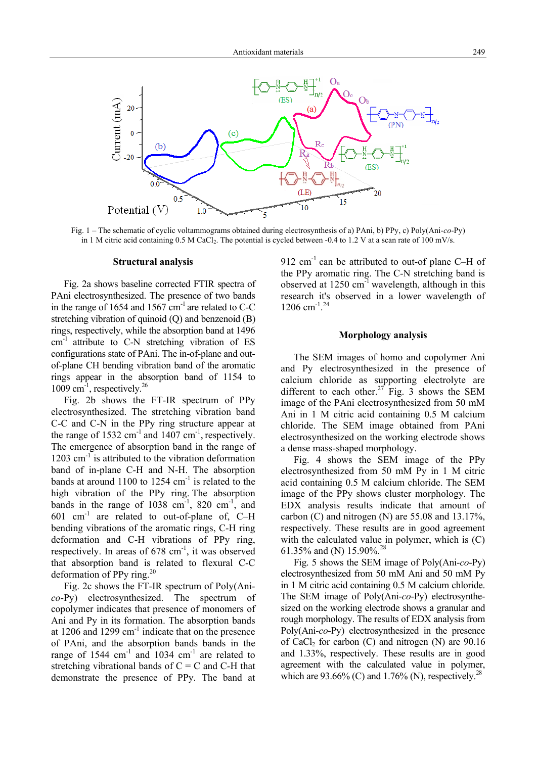Fig. 1 – The schematic of cyclic voltammograms obtained during electrosynthesis of a) PAni, b) PPy, c) Poly(Ani-*co*-Py) in 1 M citric acid containing 0.5 M $CaCl_2$. The potential is cycled between -0.4 to 1.2 V at a scan rate of 100 mV/s.

### Structural analysis

Fig. 2a shows baseline corrected FTIR spectra of PAni electrosynthesized. The presence of two bands in the range of 1654 and 1567 $cm^{-1}$ are related to C-C stretching vibration of quinoid (Q) and benzenoid (B) rings, respectively, while the absorption band at 1496 $cm^{-1}$ attribute to C-N stretching vibration of ES configurations state of PAni. The in-of-plane and out-of-plane CH bending vibration band of the aromatic rings appear in the absorption band of 1154 to 1009 $cm^{-1}$, respectively.[26]

Fig. 2b shows the FT-IR spectrum of PPy electrosynthesized. The stretching vibration band C-C and C-N in the PPy ring structure appear at the range of 1532 $cm^{-1}$ and 1407 $cm^{-1}$, respectively. The emergence of absorption band in the range of 1203 $cm^{-1}$ is attributed to the vibration deformation band of in-plane C-H and N-H. The absorption bands at around 1100 to 1254 $cm^{-1}$ is related to the high vibration of the PPy ring. The absorption bands in the range of 1038 $cm^{-1}$, 820 $cm^{-1}$, and 601 $cm^{-1}$ are related to out-of-plane of, C–H bending vibrations of the aromatic rings, C-H ring deformation and C-H vibrations of PPy ring, respectively. In areas of 678 $cm^{-1}$, it was observed that absorption band is related to flexural C-C deformation of PPy ring.[20]

Fig. 2c shows the FT-IR spectrum of Poly(Ani-*co*-Py) electrosynthesized. The spectrum of copolymer indicates that presence of monomers of Ani and Py in its formation. The absorption bands at 1206 and 1299 $cm^{-1}$ indicate that on the presence of PAni, and the absorption bands bands in the range of 1544 $cm^{-1}$ and 1034 $cm^{-1}$ are related to stretching vibrational bands of C = C and C-H that demonstrate the presence of PPy. The band at 912 $cm^{-1}$ can be attributed to out-of plane C–H of the PPy aromatic ring. The C-N stretching band is observed at 1250 $cm^{-1}$ wavelength, although in this research it's observed in a lower wavelength of 1206 $cm^{-1}$.[24]

### Morphology analysis

The SEM images of homo and copolymer Ani and Py electrosynthesized in the presence of calcium chloride as supporting electrolyte are different to each other.[27] Fig. 3 shows the SEM image of the PAni electrosynthesized from 50 mM Ani in 1 M citric acid containing 0.5 M calcium chloride. The SEM image obtained from PAni electrosynthesized on the working electrode shows a dense mass-shaped morphology.

Fig. 4 shows the SEM image of the PPy electrosynthesized from 50 mM Py in 1 M citric acid containing 0.5 M calcium chloride. The SEM image of the PPy shows cluster morphology. The EDX analysis results indicate that amount of carbon (C) and nitrogen (N) are 55.08 and 13.17%, respectively. These results are in good agreement with the calculated value in polymer, which is (C) 61.35% and (N) 15.90%.[28]

Fig. 5 shows the SEM image of Poly(Ani-*co*-Py) electrosynthesized from 50 mM Ani and 50 mM Py in 1 M citric acid containing 0.5 M calcium chloride. The SEM image of Poly(Ani-*co*-Py) electrosynthesized on the working electrode shows a granular and rough morphology. The results of EDX analysis from Poly(Ani-*co*-Py) electrosynthesized in the presence of $CaCl_2$ for carbon (C) and nitrogen (N) are 90.16 and 1.33%, respectively. These results are in good agreement with the calculated value in polymer, which are 93.66% (C) and 1.76% (N), respectively.[28]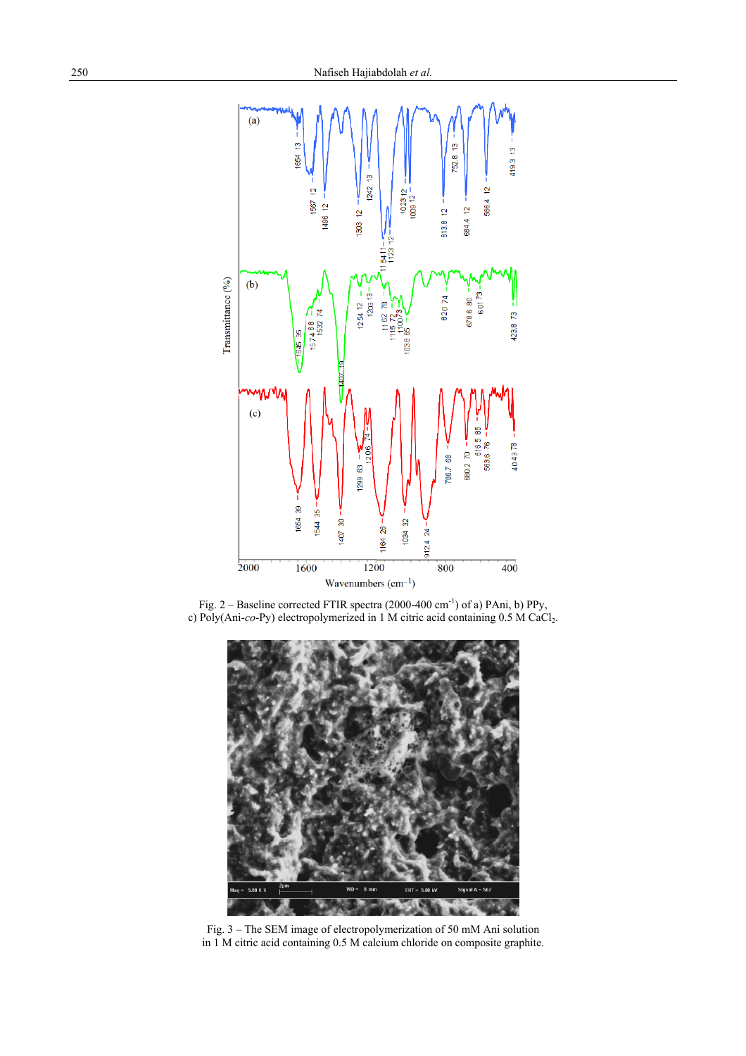Fig. 2 – Baseline corrected FTIR spectra (2000-400 $cm^{-1}$) of a) PAni, b) PPy, c) Poly(Ani-*co*-Py) electropolymerized in 1 M citric acid containing 0.5 M $CaCl_2$.

Fig. 3 – The SEM image of electropolymerization of 50 mM Ani solution in 1 M citric acid containing 0.5 M calcium chloride on composite graphite.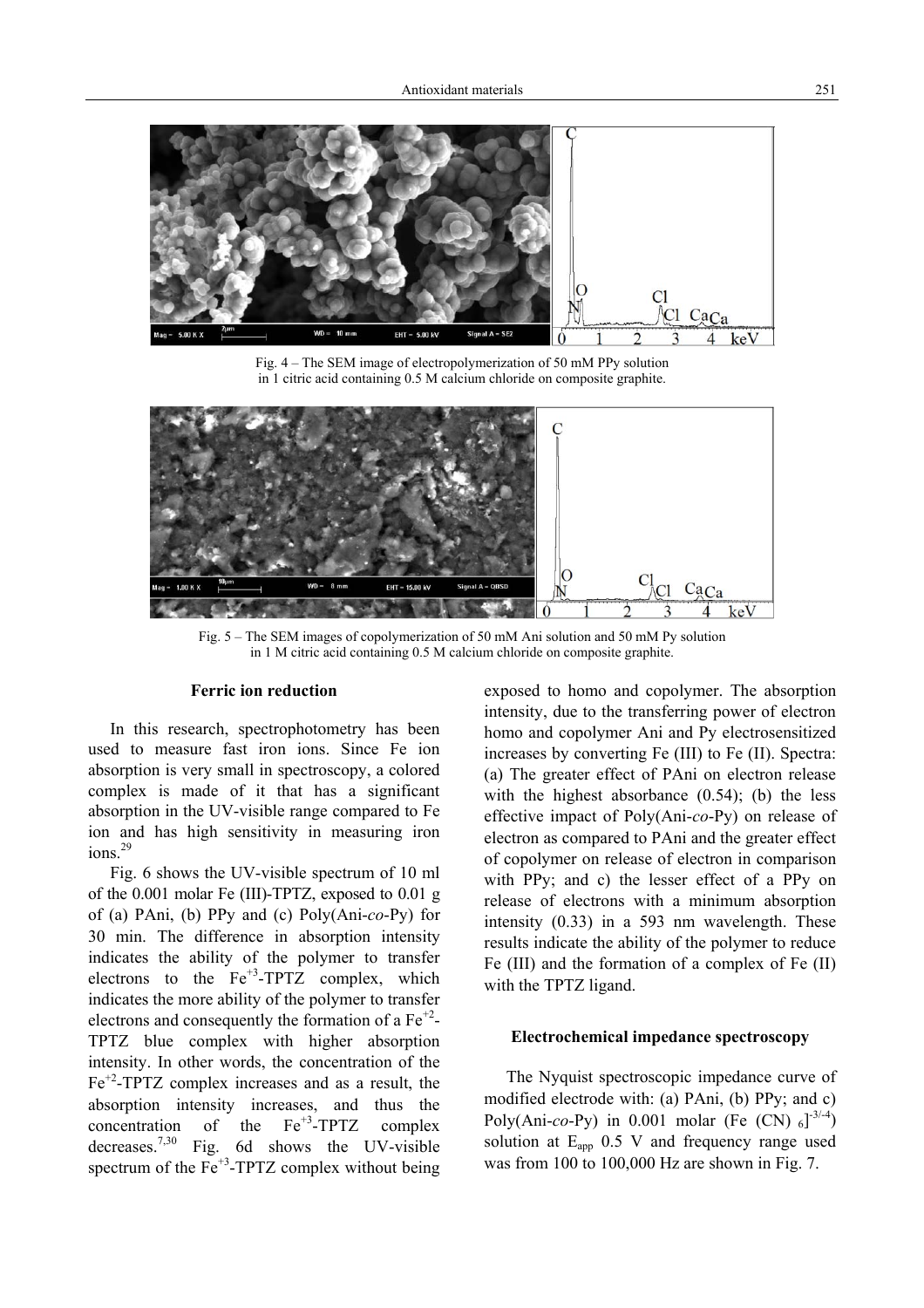Fig. 4 – The SEM image of electropolymerization of 50 mM PPy solution in 1 citric acid containing 0.5 M calcium chloride on composite graphite.

Fig. 5 – The SEM images of copolymerization of 50 mM Ani solution and 50 mM Py solution in 1 M citric acid containing 0.5 M calcium chloride on composite graphite.

### Ferric ion reduction

In this research, spectrophotometry has been used to measure fast iron ions. Since Fe ion absorption is very small in spectroscopy, a colored complex is made of it that has a significant absorption in the UV-visible range compared to Fe ion and has high sensitivity in measuring iron ions.[29]

Fig. 6 shows the UV-visible spectrum of 10 ml of the 0.001 molar Fe (III)-TPTZ, exposed to 0.01 g of (a) PAni, (b) PPy and (c) Poly(Ani-*co*-Py) for 30 min. The difference in absorption intensity indicates the ability of the polymer to transfer electrons to the $Fe^{+3}$-TPTZ complex, which indicates the more ability of the polymer to transfer electrons and consequently the formation of a $Fe^{+2}$-TPTZ blue complex with higher absorption intensity. In other words, the concentration of the $Fe^{+2}$-TPTZ complex increases and as a result, the absorption intensity increases, and thus the concentration of the $Fe^{+3}$-TPTZ complex decreases.[7,30] Fig. 6d shows the UV-visible spectrum of the $Fe^{+3}$-TPTZ complex without being exposed to homo and copolymer. The absorption intensity, due to the transferring power of electron homo and copolymer Ani and Py electrosensitized increases by converting Fe (III) to Fe (II). Spectra: (a) The greater effect of PAni on electron release with the highest absorbance (0.54); (b) the less effective impact of Poly(Ani-*co*-Py) on release of electron as compared to PAni and the greater effect of copolymer on release of electron in comparison with PPy; and c) the lesser effect of a PPy on release of electrons with a minimum absorption intensity (0.33) in a 593 nm wavelength. These results indicate the ability of the polymer to reduce Fe (III) and the formation of a complex of Fe (II) with the TPTZ ligand.

### Electrochemical impedance spectroscopy

The Nyquist spectroscopic impedance curve of modified electrode with: (a) PAni, (b) PPy; and c) Poly(Ani-*co*-Py) in 0.001 molar $(Fe (CN)_6]^{-3/-4})$ solution at $E_{app}$ 0.5 V and frequency range used was from 100 to 100,000 Hz are shown in Fig. 7.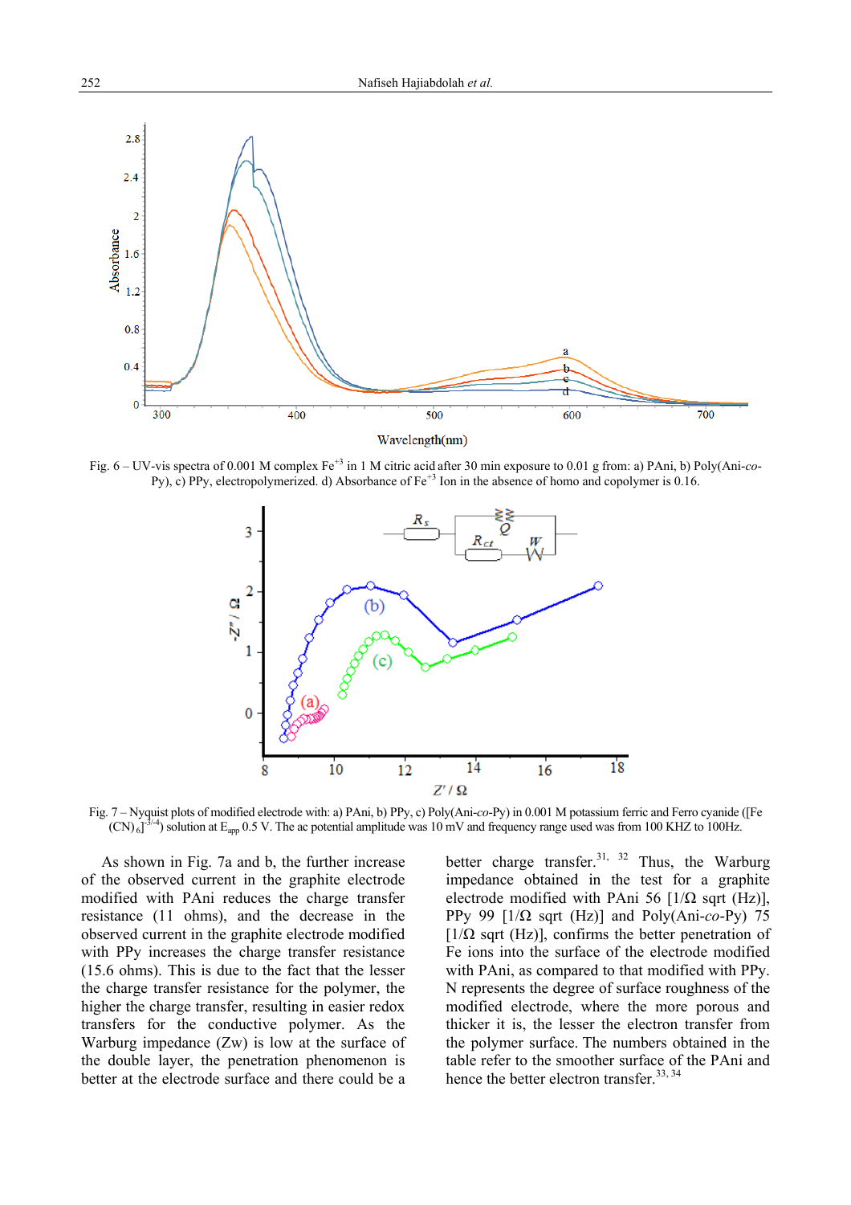Fig. 6 – UV-vis spectra of 0.001 M complex $Fe^{+3}$ in 1 M citric acid after 30 min exposure to 0.01 g from: a) PAni, b) Poly(Ani-*co*-Py), c) PPy, electropolymerized. d) Absorbance of $Fe^{+3}$ Ion in the absence of homo and copolymer is 0.16.

Fig. 7 – Nyquist plots of modified electrode with: a) PAni, b) PPy, c) Poly(Ani-*co*-Py) in 0.001 M potassium ferric and Ferro cyanide ($[Fe(CN)_6]^{-3/-4}$) solution at $E_{app}$ 0.5 V. The ac potential amplitude was 10 mV and frequency range used was from 100 KHZ to 100Hz.

As shown in Fig. 7a and b, the further increase of the observed current in the graphite electrode modified with PAni reduces the charge transfer resistance (11 ohms), and the decrease in the observed current in the graphite electrode modified with PPy increases the charge transfer resistance (15.6 ohms). This is due to the fact that the lesser the charge transfer resistance for the polymer, the higher the charge transfer, resulting in easier redox transfers for the conductive polymer. As the Warburg impedance (Zw) is low at the surface of the double layer, the penetration phenomenon is better at the electrode surface and there could be a better charge transfer.[31, 32] Thus, the Warburg impedance obtained in the test for a graphite electrode modified with PAni 56 [1/Ω sqrt (Hz)], PPy 99 [1/Ω sqrt (Hz)] and Poly(Ani-*co*-Py) 75 [1/Ω sqrt (Hz)], confirms the better penetration of Fe ions into the surface of the electrode modified with PAni, as compared to that modified with PPy. N represents the degree of surface roughness of the modified electrode, where the more porous and thicker it is, the lesser the electron transfer from the polymer surface. The numbers obtained in the table refer to the smoother surface of the PAni and hence the better electron transfer.[33, 34]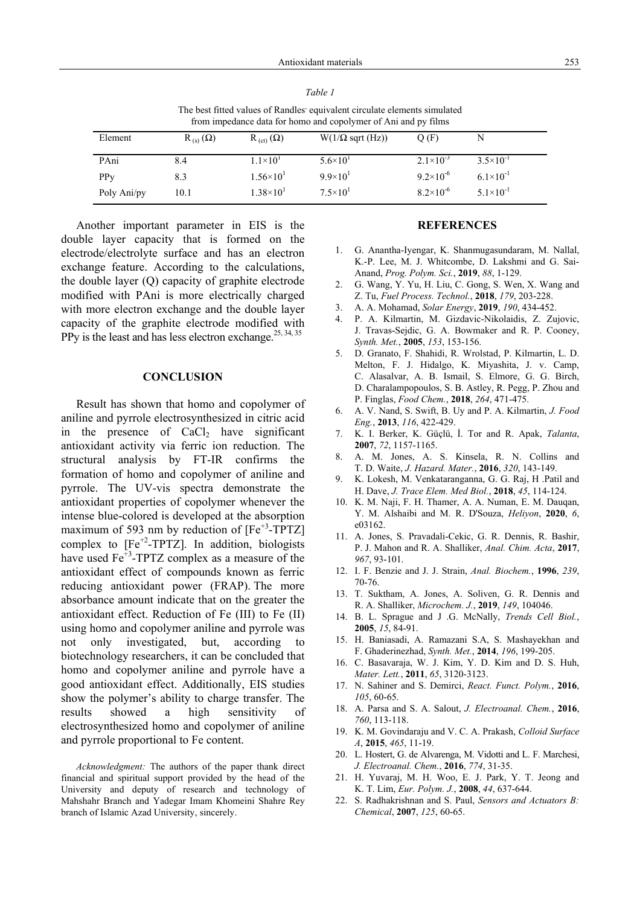*Table 1*

The best fitted values of Randles' equivalent circulate elements simulated from impedance data for homo and copolymer of Ani and py films

| Element | $R_{(s)}$ (Ω) | $R_{(ct)}$ (Ω) | W(1/Ω sqrt (Hz)) | Q (F) | N |
|---|---|---|---|---|---|
| PAni | 8.4 | $1.1\times10^{1}$ | $5.6\times10^{1}$ | $2.1\times10^{-3}$ | $3.5\times10^{-1}$ |
| PPy | 8.3 | $1.56\times10^{1}$ | $9.9\times10^{1}$ | $9.2\times10^{-6}$ | $6.1\times10^{-1}$ |
| Poly Ani/py | 10.1 | $1.38\times10^{1}$ | $7.5\times10^{1}$ | $8.2\times10^{-6}$ | $5.1\times10^{-1}$ |

Another important parameter in EIS is the double layer capacity that is formed on the electrode/electrolyte surface and has an electron exchange feature. According to the calculations, the double layer (Q) capacity of graphite electrode modified with PAni is more electrically charged with more electron exchange and the double layer capacity of the graphite electrode modified with PPy is the least and has less electron exchange.[25, 34, 35]

## CONCLUSION

Result has shown that homo and copolymer of aniline and pyrrole electrosynthesized in citric acid in the presence of $CaCl_2$ have significant antioxidant activity via ferric ion reduction. The structural analysis by FT-IR confirms the formation of homo and copolymer of aniline and pyrrole. The UV-vis spectra demonstrate the antioxidant properties of copolymer whenever the intense blue-colored is developed at the absorption maximum of 593 nm by reduction of [$Fe^{+3}$-TPTZ] complex to [$Fe^{+2}$-TPTZ]. In addition, biologists have used $Fe^{+3}$-TPTZ complex as a measure of the antioxidant effect of compounds known as ferric reducing antioxidant power (FRAP). The more absorbance amount indicate that on the greater the antioxidant effect. Reduction of Fe (III) to Fe (II) using homo and copolymer aniline and pyrrole was not only investigated, but, according to biotechnology researchers, it can be concluded that homo and copolymer aniline and pyrrole have a good antioxidant effect. Additionally, EIS studies show the polymer's ability to charge transfer. The results showed a high sensitivity of electrosynthesized homo and copolymer of aniline and pyrrole proportional to Fe content.

*Acknowledgment:* The authors of the paper thank direct financial and spiritual support provided by the head of the University and deputy of research and technology of Mahshahr Branch and Yadegar Imam Khomeini Shahre Rey branch of Islamic Azad University, sincerely.

## REFERENCES

1. G. Anantha-Iyengar, K. Shanmugasundaram, M. Nallal, K.-P. Lee, M. J. Whitcombe, D. Lakshmi and G. Sai-Anand, *Prog. Polym. Sci.*, **2019**, *88*, 1-129.
2. G. Wang, Y. Yu, H. Liu, C. Gong, S. Wen, X. Wang and Z. Tu, *Fuel Process. Technol.*, **2018**, *179*, 203-228.
3. A. A. Mohamad, *Solar Energy*, **2019**, *190*, 434-452.
4. P. A. Kilmartin, M. Gizdavic-Nikolaidis, Z. Zujovic, J. Travas-Sejdic, G. A. Bowmaker and R. P. Cooney, *Synth. Met.*, **2005**, *153*, 153-156.
5. D. Granato, F. Shahidi, R. Wrolstad, P. Kilmartin, L. D. Melton, F. J. Hidalgo, K. Miyashita, J. v. Camp, C. Alasalvar, A. B. Ismail, S. Elmore, G. G. Birch, D. Charalampopoulos, S. B. Astley, R. Pegg, P. Zhou and P. Finglas, *Food Chem.*, **2018**, *264*, 471-475.
6. A. V. Nand, S. Swift, B. Uy and P. A. Kilmartin, *J. Food Eng.*, **2013**, *116*, 422-429.
7. K. I. Berker, K. Güçlü, İ. Tor and R. Apak, *Talanta*, **2007**, *72*, 1157-1165.
8. A. M. Jones, A. S. Kinsela, R. N. Collins and T. D. Waite, *J. Hazard. Mater.*, **2016**, *320*, 143-149.
9. K. Lokesh, M. Venkataranganna, G. G. Raj, H .Patil and H. Dave, *J. Trace Elem. Med Biol.*, **2018**, *45*, 114-124.
10. K. M. Naji, F. H. Thamer, A. A. Numan, E. M. Dauqan, Y. M. Alshaibi and M. R. D'Souza, *Heliyon*, **2020**, *6*, e03162.
11. A. Jones, S. Pravadali-Cekic, G. R. Dennis, R. Bashir, P. J. Mahon and R. A. Shalliker, *Anal. Chim. Acta*, **2017**, *967*, 93-101.
12. I. F. Benzie and J. J. Strain, *Anal. Biochem.*, **1996**, *239*, 70-76.
13. T. Suktham, A. Jones, A. Soliven, G. R. Dennis and R. A. Shalliker, *Microchem. J.*, **2019**, *149*, 104046.
14. B. L. Sprague and J .G. McNally, *Trends Cell Biol.*, **2005**, *15*, 84-91.
15. H. Baniasadi, A. Ramazani S.A, S. Mashayekhan and F. Ghaderinezhad, *Synth. Met.*, **2014**, *196*, 199-205.
16. C. Basavaraja, W. J. Kim, Y. D. Kim and D. S. Huh, *Mater. Lett.*, **2011**, *65*, 3120-3123.
17. N. Sahiner and S. Demirci, *React. Funct. Polym.*, **2016**, *105*, 60-65.
18. A. Parsa and S. A. Salout, *J. Electroanal. Chem.*, **2016**, *760*, 113-118.
19. K. M. Govindaraju and V. C. A. Prakash, *Colloid Surface A*, **2015**, *465*, 11-19.
20. L. Hostert, G. de Alvarenga, M. Vidotti and L. F. Marchesi, *J. Electroanal. Chem.*, **2016**, *774*, 31-35.
21. H. Yuvaraj, M. H. Woo, E. J. Park, Y. T. Jeong and K. T. Lim, *Eur. Polym. J.*, **2008**, *44*, 637-644.
22. S. Radhakrishnan and S. Paul, *Sensors and Actuators B: Chemical*, **2007**, *125*, 60-65.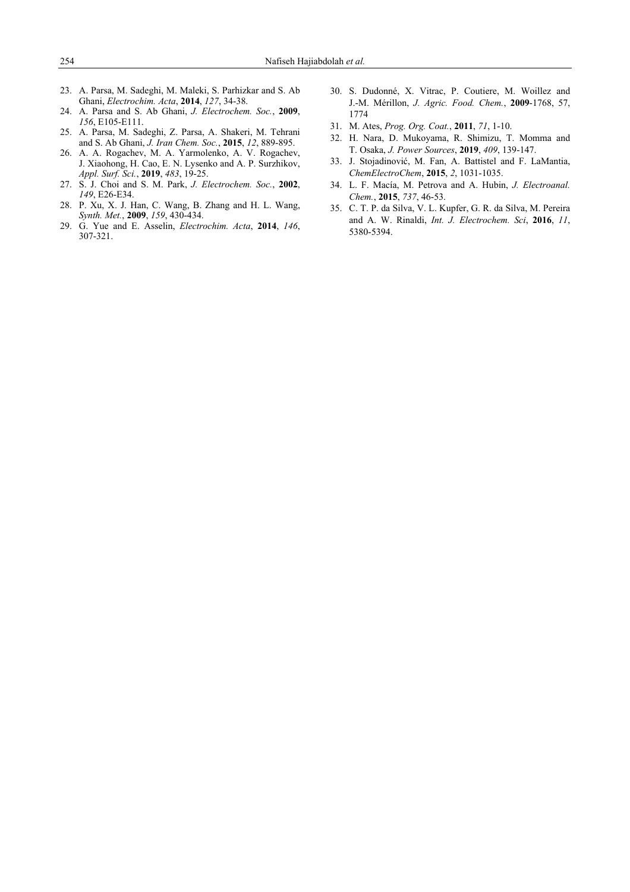23. A. Parsa, M. Sadeghi, M. Maleki, S. Parhizkar and S. Ab Ghani, *Electrochim. Acta*, **2014**, *127*, 34-38.
24. A. Parsa and S. Ab Ghani, *J. Electrochem. Soc.*, **2009**, *156*, E105-E111.
25. A. Parsa, M. Sadeghi, Z. Parsa, A. Shakeri, M. Tehrani and S. Ab Ghani, *J. Iran Chem. Soc.*, **2015**, *12*, 889-895.
26. A. A. Rogachev, M. A. Yarmolenko, A. V. Rogachev, J. Xiaohong, H. Cao, E. N. Lysenko and A. P. Surzhikov, *Appl. Surf. Sci.*, **2019**, *483*, 19-25.
27. S. J. Choi and S. M. Park, *J. Electrochem. Soc.*, **2002**, *149*, E26-E34.
28. P. Xu, X. J. Han, C. Wang, B. Zhang and H. L. Wang, *Synth. Met.*, **2009**, *159*, 430-434.
29. G. Yue and E. Asselin, *Electrochim. Acta*, **2014**, *146*, 307-321.
30. S. Dudonné, X. Vitrac, P. Coutiere, M. Woillez and J.-M. Mérillon, *J. Agric. Food. Chem.*, **2009**-1768, 57, 1774
31. M. Ates, *Prog. Org. Coat.*, **2011**, *71*, 1-10.
32. H. Nara, D. Mukoyama, R. Shimizu, T. Momma and T. Osaka, *J. Power Sources*, **2019**, *409*, 139-147.
33. J. Stojadinović, M. Fan, A. Battistel and F. LaMantia, *ChemElectroChem*, **2015**, *2*, 1031-1035.
34. L. F. Macía, M. Petrova and A. Hubin, *J. Electroanal. Chem.*, **2015**, *737*, 46-53.
35. C. T. P. da Silva, V. L. Kupfer, G. R. da Silva, M. Pereira and A. W. Rinaldi, *Int. J. Electrochem. Sci*, **2016**, *11*, 5380-5394.